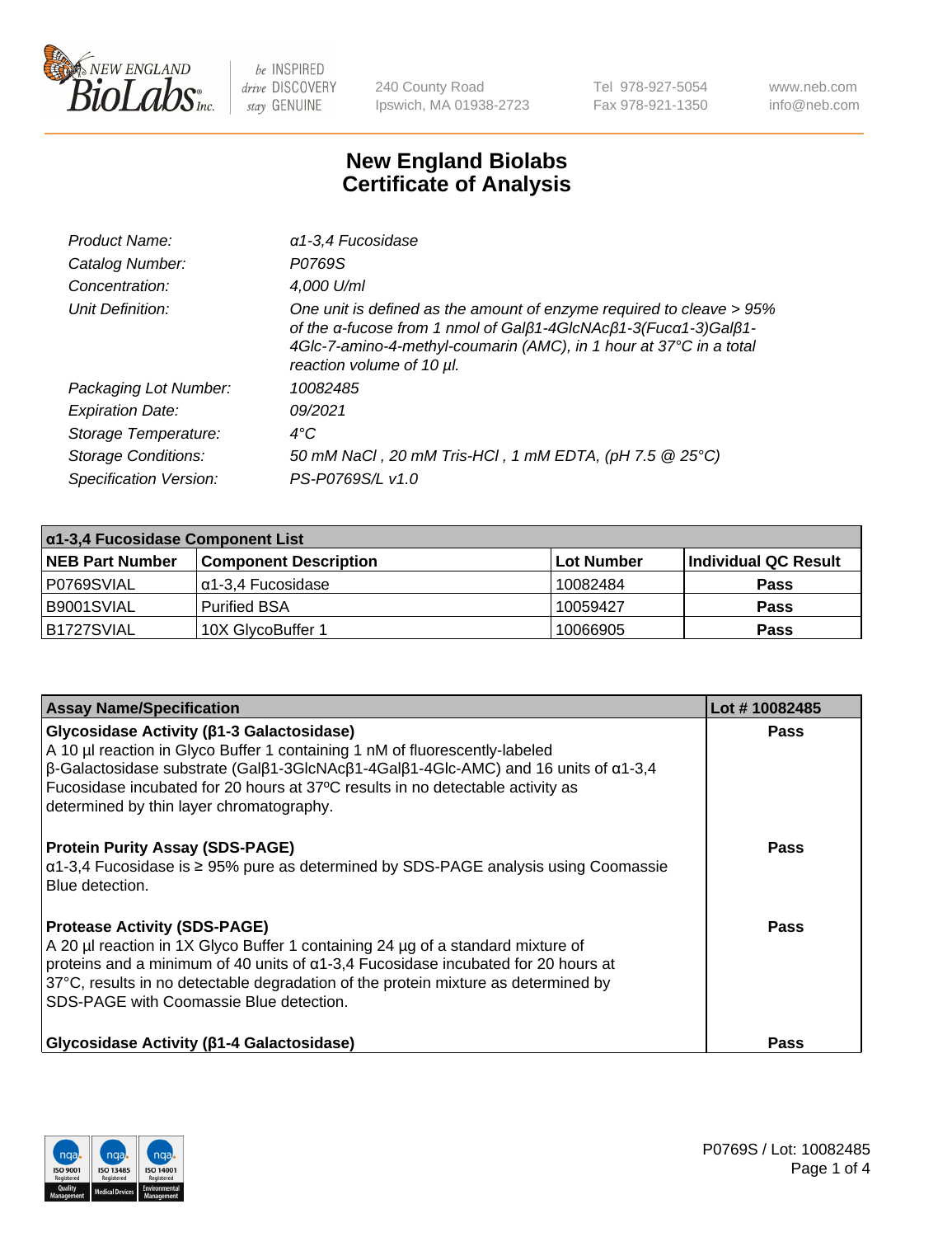# New England Biolabs Certificate of Analysis

| | |
|---|---|
| *Product Name:* | *α1-3,4 Fucosidase* |
| *Catalog Number:* | *P0769S* |
| *Concentration:* | *4,000 U/ml* |
| *Unit Definition:* | *One unit is defined as the amount of enzyme required to cleave > 95% of the α-fucose from 1 nmol of Galβ1-4GlcNAcβ1-3(Fucα1-3)Galβ1-4Glc-7-amino-4-methyl-coumarin (AMC), in 1 hour at 37°C in a total reaction volume of 10 µl.* |
| *Packaging Lot Number:* | *10082485* |
| *Expiration Date:* | *09/2021* |
| *Storage Temperature:* | *4°C* |
| *Storage Conditions:* | *50 mM NaCl , 20 mM Tris-HCl , 1 mM EDTA, (pH 7.5 @ 25°C)* |
| *Specification Version:* | *PS-P0769S/L v1.0* |

| α1-3,4 Fucosidase Component List | | | |
|---|---|---|---|
| **NEB Part Number** | **Component Description** | **Lot Number** | **Individual QC Result** |
| P0769SVIAL | α1-3,4 Fucosidase | 10082484 | **Pass** |
| B9001SVIAL | Purified BSA | 10059427 | **Pass** |
| B1727SVIAL | 10X GlycoBuffer 1 | 10066905 | **Pass** |

| Assay Name/Specification | Lot # 10082485 |
|---|---|
| **Glycosidase Activity (β1-3 Galactosidase)**<br>A 10 µl reaction in Glyco Buffer 1 containing 1 nM of fluorescently-labeled β-Galactosidase substrate (Galβ1-3GlcNAcβ1-4Galβ1-4Glc-AMC) and 16 units of α1-3,4 Fucosidase incubated for 20 hours at 37ºC results in no detectable activity as determined by thin layer chromatography. | **Pass** |
| **Protein Purity Assay (SDS-PAGE)**<br>α1-3,4 Fucosidase is ≥ 95% pure as determined by SDS-PAGE analysis using Coomassie Blue detection. | **Pass** |
| **Protease Activity (SDS-PAGE)**<br>A 20 µl reaction in 1X Glyco Buffer 1 containing 24 µg of a standard mixture of proteins and a minimum of 40 units of α1-3,4 Fucosidase incubated for 20 hours at 37°C, results in no detectable degradation of the protein mixture as determined by SDS-PAGE with Coomassie Blue detection. | **Pass** |
| **Glycosidase Activity (β1-4 Galactosidase)** | **Pass** |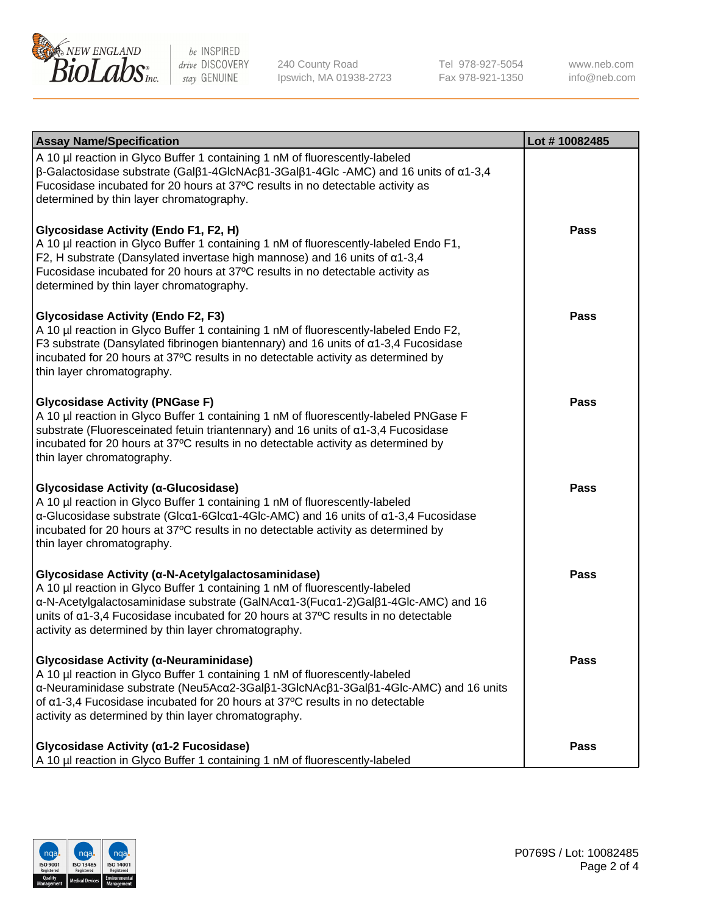| Assay Name/Specification | Lot # 10082485 |
| --- | --- |
| A 10 µl reaction in Glyco Buffer 1 containing 1 nM of fluorescently-labeled β-Galactosidase substrate (Galβ1-4GlcNAcβ1-3Galβ1-4Glc -AMC) and 16 units of α1-3,4 Fucosidase incubated for 20 hours at 37ºC results in no detectable activity as determined by thin layer chromatography. | |
| **Glycosidase Activity (Endo F1, F2, H)**<br>A 10 µl reaction in Glyco Buffer 1 containing 1 nM of fluorescently-labeled Endo F1, F2, H substrate (Dansylated invertase high mannose) and 16 units of α1-3,4 Fucosidase incubated for 20 hours at 37ºC results in no detectable activity as determined by thin layer chromatography. | **Pass** |
| **Glycosidase Activity (Endo F2, F3)**<br>A 10 µl reaction in Glyco Buffer 1 containing 1 nM of fluorescently-labeled Endo F2, F3 substrate (Dansylated fibrinogen biantennary) and 16 units of α1-3,4 Fucosidase incubated for 20 hours at 37ºC results in no detectable activity as determined by thin layer chromatography. | **Pass** |
| **Glycosidase Activity (PNGase F)**<br>A 10 µl reaction in Glyco Buffer 1 containing 1 nM of fluorescently-labeled PNGase F substrate (Fluoresceinated fetuin triantennary) and 16 units of α1-3,4 Fucosidase incubated for 20 hours at 37ºC results in no detectable activity as determined by thin layer chromatography. | **Pass** |
| **Glycosidase Activity (α-Glucosidase)**<br>A 10 µl reaction in Glyco Buffer 1 containing 1 nM of fluorescently-labeled α-Glucosidase substrate (Glcα1-6Glcα1-4Glc-AMC) and 16 units of α1-3,4 Fucosidase incubated for 20 hours at 37ºC results in no detectable activity as determined by thin layer chromatography. | **Pass** |
| **Glycosidase Activity (α-N-Acetylgalactosaminidase)**<br>A 10 µl reaction in Glyco Buffer 1 containing 1 nM of fluorescently-labeled α-N-Acetylgalactosaminidase substrate (GalNAcα1-3(Fucα1-2)Galβ1-4Glc-AMC) and 16 units of α1-3,4 Fucosidase incubated for 20 hours at 37ºC results in no detectable activity as determined by thin layer chromatography. | **Pass** |
| **Glycosidase Activity (α-Neuraminidase)**<br>A 10 µl reaction in Glyco Buffer 1 containing 1 nM of fluorescently-labeled α-Neuraminidase substrate (Neu5Acα2-3Galβ1-3GlcNAcβ1-3Galβ1-4Glc-AMC) and 16 units of α1-3,4 Fucosidase incubated for 20 hours at 37ºC results in no detectable activity as determined by thin layer chromatography. | **Pass** |
| **Glycosidase Activity (α1-2 Fucosidase)**<br>A 10 µl reaction in Glyco Buffer 1 containing 1 nM of fluorescently-labeled | **Pass** |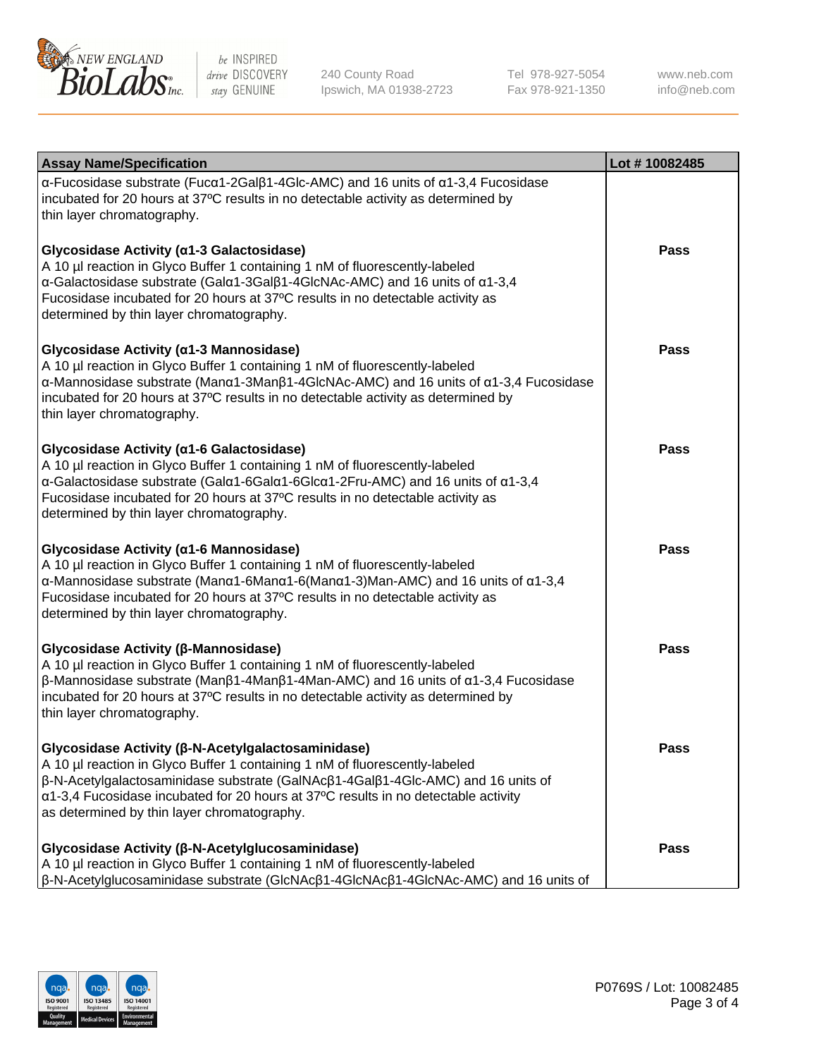| Assay Name/Specification | Lot # 10082485 |
|---|---|
| α-Fucosidase substrate (Fucα1-2Galβ1-4Glc-AMC) and 16 units of α1-3,4 Fucosidase incubated for 20 hours at 37ºC results in no detectable activity as determined by thin layer chromatography. | |
| **Glycosidase Activity (α1-3 Galactosidase)**<br>A 10 µl reaction in Glyco Buffer 1 containing 1 nM of fluorescently-labeled α-Galactosidase substrate (Galα1-3Galβ1-4GlcNAc-AMC) and 16 units of α1-3,4 Fucosidase incubated for 20 hours at 37ºC results in no detectable activity as determined by thin layer chromatography. | **Pass** |
| **Glycosidase Activity (α1-3 Mannosidase)**<br>A 10 µl reaction in Glyco Buffer 1 containing 1 nM of fluorescently-labeled α-Mannosidase substrate (Manα1-3Manβ1-4GlcNAc-AMC) and 16 units of α1-3,4 Fucosidase incubated for 20 hours at 37ºC results in no detectable activity as determined by thin layer chromatography. | **Pass** |
| **Glycosidase Activity (α1-6 Galactosidase)**<br>A 10 µl reaction in Glyco Buffer 1 containing 1 nM of fluorescently-labeled α-Galactosidase substrate (Galα1-6Galα1-6Glcα1-2Fru-AMC) and 16 units of α1-3,4 Fucosidase incubated for 20 hours at 37ºC results in no detectable activity as determined by thin layer chromatography. | **Pass** |
| **Glycosidase Activity (α1-6 Mannosidase)**<br>A 10 µl reaction in Glyco Buffer 1 containing 1 nM of fluorescently-labeled α-Mannosidase substrate (Manα1-6Manα1-6(Manα1-3)Man-AMC) and 16 units of α1-3,4 Fucosidase incubated for 20 hours at 37ºC results in no detectable activity as determined by thin layer chromatography. | **Pass** |
| **Glycosidase Activity (β-Mannosidase)**<br>A 10 µl reaction in Glyco Buffer 1 containing 1 nM of fluorescently-labeled β-Mannosidase substrate (Manβ1-4Manβ1-4Man-AMC) and 16 units of α1-3,4 Fucosidase incubated for 20 hours at 37ºC results in no detectable activity as determined by thin layer chromatography. | **Pass** |
| **Glycosidase Activity (β-N-Acetylgalactosaminidase)**<br>A 10 µl reaction in Glyco Buffer 1 containing 1 nM of fluorescently-labeled β-N-Acetylgalactosaminidase substrate (GalNAcβ1-4Galβ1-4Glc-AMC) and 16 units of α1-3,4 Fucosidase incubated for 20 hours at 37ºC results in no detectable activity as determined by thin layer chromatography. | **Pass** |
| **Glycosidase Activity (β-N-Acetylglucosaminidase)**<br>A 10 µl reaction in Glyco Buffer 1 containing 1 nM of fluorescently-labeled β-N-Acetylglucosaminidase substrate (GlcNAcβ1-4GlcNAcβ1-4GlcNAc-AMC) and 16 units of | **Pass** |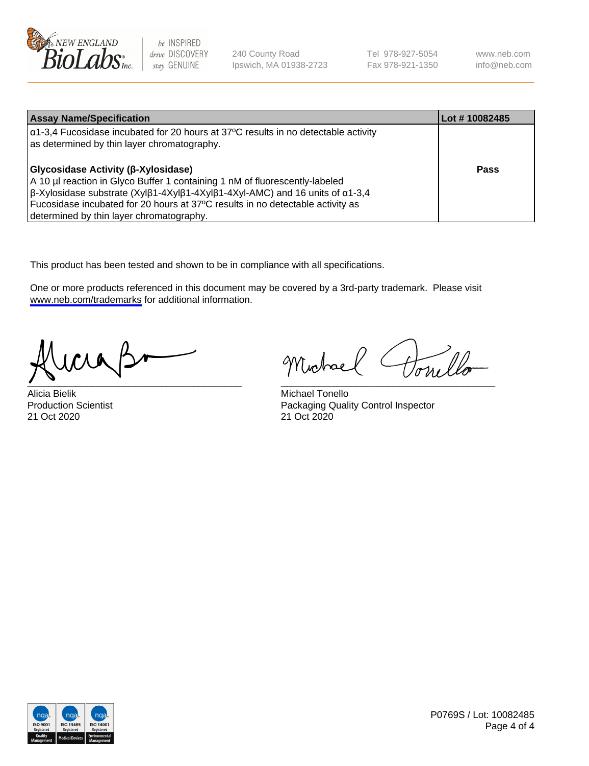New England BioLabs Inc. — be INSPIRED drive DISCOVERY stay GENUINE

240 County Road
Ipswich, MA 01938-2723

Tel 978-927-5054
Fax 978-921-1350

www.neb.com
info@neb.com

| Assay Name/Specification | Lot # 10082485 |
|---|---|
| α1-3,4 Fucosidase incubated for 20 hours at 37ºC results in no detectable activity as determined by thin layer chromatography. | |
| **Glycosidase Activity (β-Xylosidase)**<br>A 10 µl reaction in Glyco Buffer 1 containing 1 nM of fluorescently-labeled β-Xylosidase substrate (Xylβ1-4Xylβ1-4Xylβ1-4Xyl-AMC) and 16 units of α1-3,4 Fucosidase incubated for 20 hours at 37ºC results in no detectable activity as determined by thin layer chromatography. | **Pass** |

This product has been tested and shown to be in compliance with all specifications.

One or more products referenced in this document may be covered by a 3rd-party trademark. Please visit www.neb.com/trademarks for additional information.

Alicia Bielik
Production Scientist
21 Oct 2020

Michael Tonello
Packaging Quality Control Inspector
21 Oct 2020

P0769S / Lot: 10082485